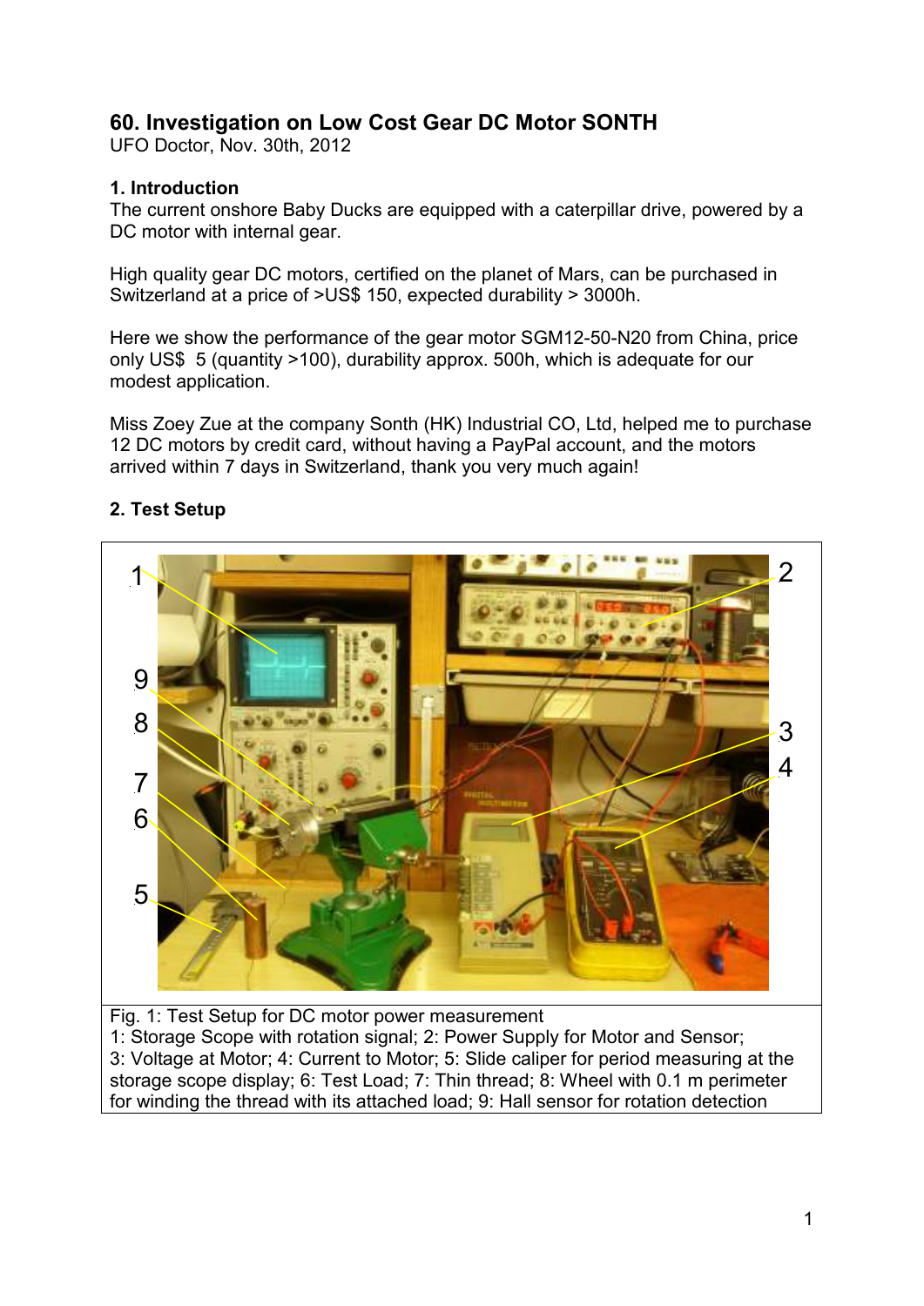## 60. Investigation on Low Cost Gear DC Motor SONTH

UFO Doctor, Nov. 30th, 2012

### 1. Introduction

The current onshore Baby Ducks are equipped with a caterpillar drive, powered by a DC motor with internal gear.

High quality gear DC motors, certified on the planet of Mars, can be purchased in Switzerland at a price of >US$ 150, expected durability > 3000h.

Here we show the performance of the gear motor SGM12-50-N20 from China, price only US$ 5 (quantity >100), durability approx. 500h, which is adequate for our modest application.

Miss Zoey Zue at the company Sonth (HK) Industrial CO, Ltd, helped me to purchase 12 DC motors by credit card, without having a PayPal account, and the motors arrived within 7 days in Switzerland, thank you very much again!

### 2. Test Setup

Fig. 1: Test Setup for DC motor power measurement
1: Storage Scope with rotation signal; 2: Power Supply for Motor and Sensor; 3: Voltage at Motor; 4: Current to Motor; 5: Slide caliper for period measuring at the storage scope display; 6: Test Load; 7: Thin thread; 8: Wheel with 0.1 m perimeter for winding the thread with its attached load; 9: Hall sensor for rotation detection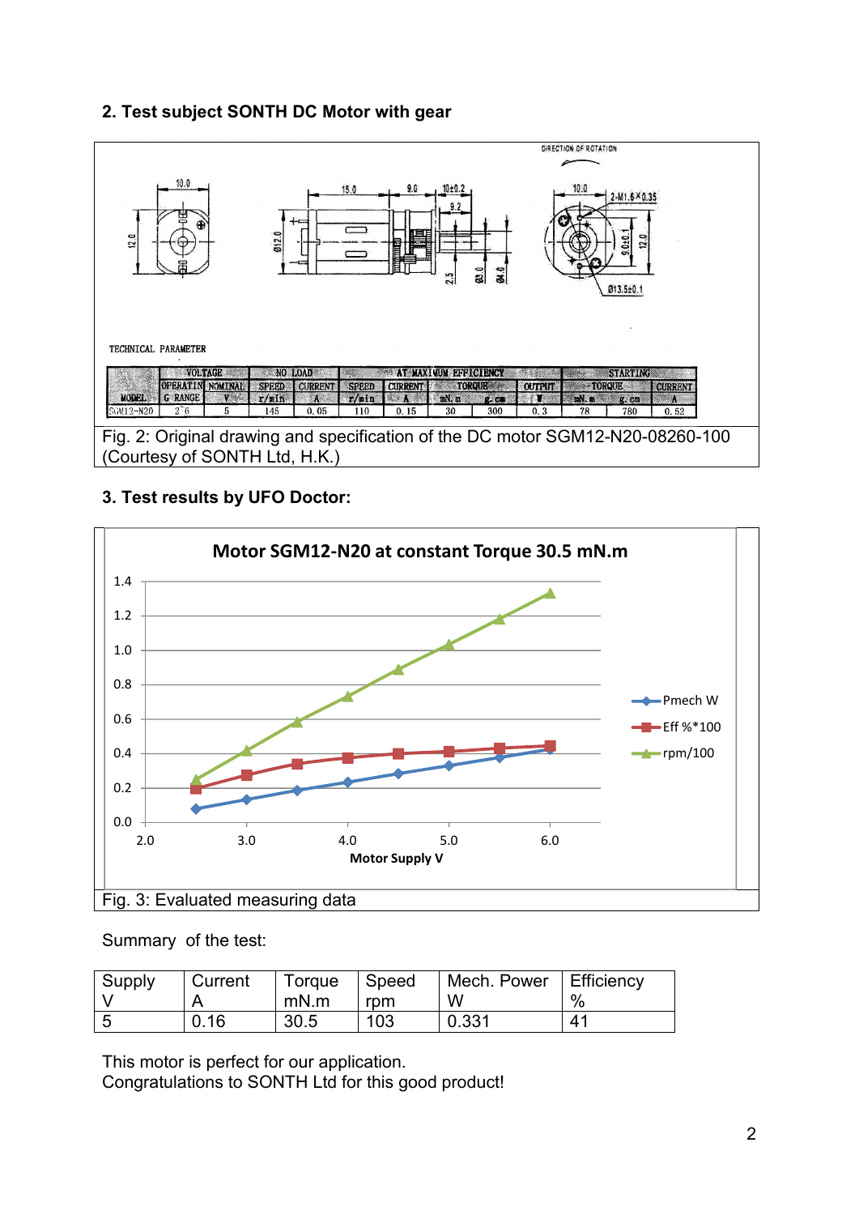## 2. Test subject SONTH DC Motor with gear

TECHNICAL PARAMETER

| MODEL | VOLTAGE | | NO LOAD | | AT MAXIMUM EFFICIENCY | | | | | STARTING | | |
|---|---|---|---|---|---|---|---|---|---|---|---|---|
| | OPERATING RANGE | NOMINAL V | SPEED r/min | CURRENT A | SPEED r/min | CURRENT A | TORQUE mN.m | TORQUE g.cm | OUTPUT W | TORQUE mN.m | TORQUE g.cm | CURRENT A |
| SGM12-N20 | 2~6 | 5 | 145 | 0.05 | 110 | 0.15 | 30 | 300 | 0.3 | 78 | 780 | 0.52 |

Fig. 2: Original drawing and specification of the DC motor SGM12-N20-08260-100 (Courtesy of SONTH Ltd, H.K.)

## 3. Test results by UFO Doctor:

Fig. 3: Evaluated measuring data

Summary of the test:

| Supply V | Current A | Torque mN.m | Speed rpm | Mech. Power W | Efficiency % |
|---|---|---|---|---|---|
| 5 | 0.16 | 30.5 | 103 | 0.331 | 41 |

This motor is perfect for our application.
Congratulations to SONTH Ltd for this good product!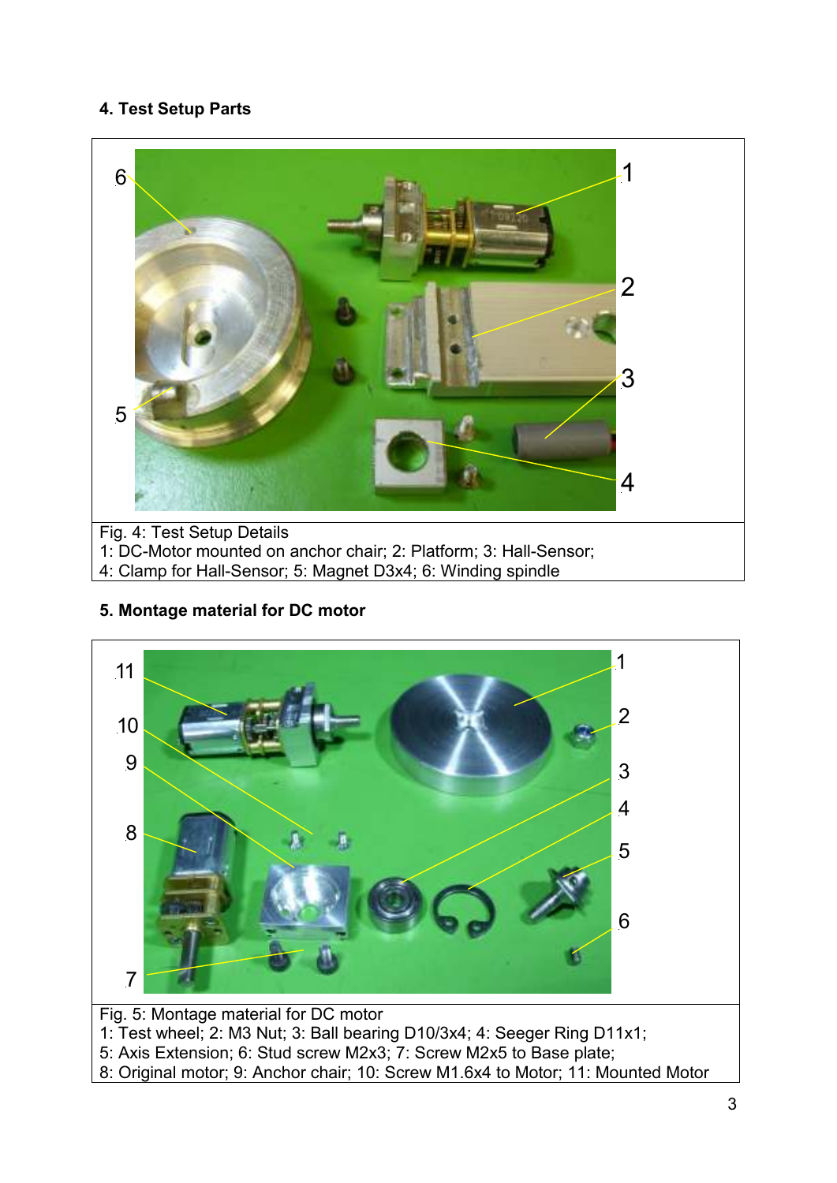## 4. Test Setup Parts

Fig. 4: Test Setup Details
1: DC-Motor mounted on anchor chair; 2: Platform; 3: Hall-Sensor;
4: Clamp for Hall-Sensor; 5: Magnet D3x4; 6: Winding spindle

## 5. Montage material for DC motor

Fig. 5: Montage material for DC motor
1: Test wheel; 2: M3 Nut; 3: Ball bearing D10/3x4; 4: Seeger Ring D11x1;
5: Axis Extension; 6: Stud screw M2x3; 7: Screw M2x5 to Base plate;
8: Original motor; 9: Anchor chair; 10: Screw M1.6x4 to Motor; 11: Mounted Motor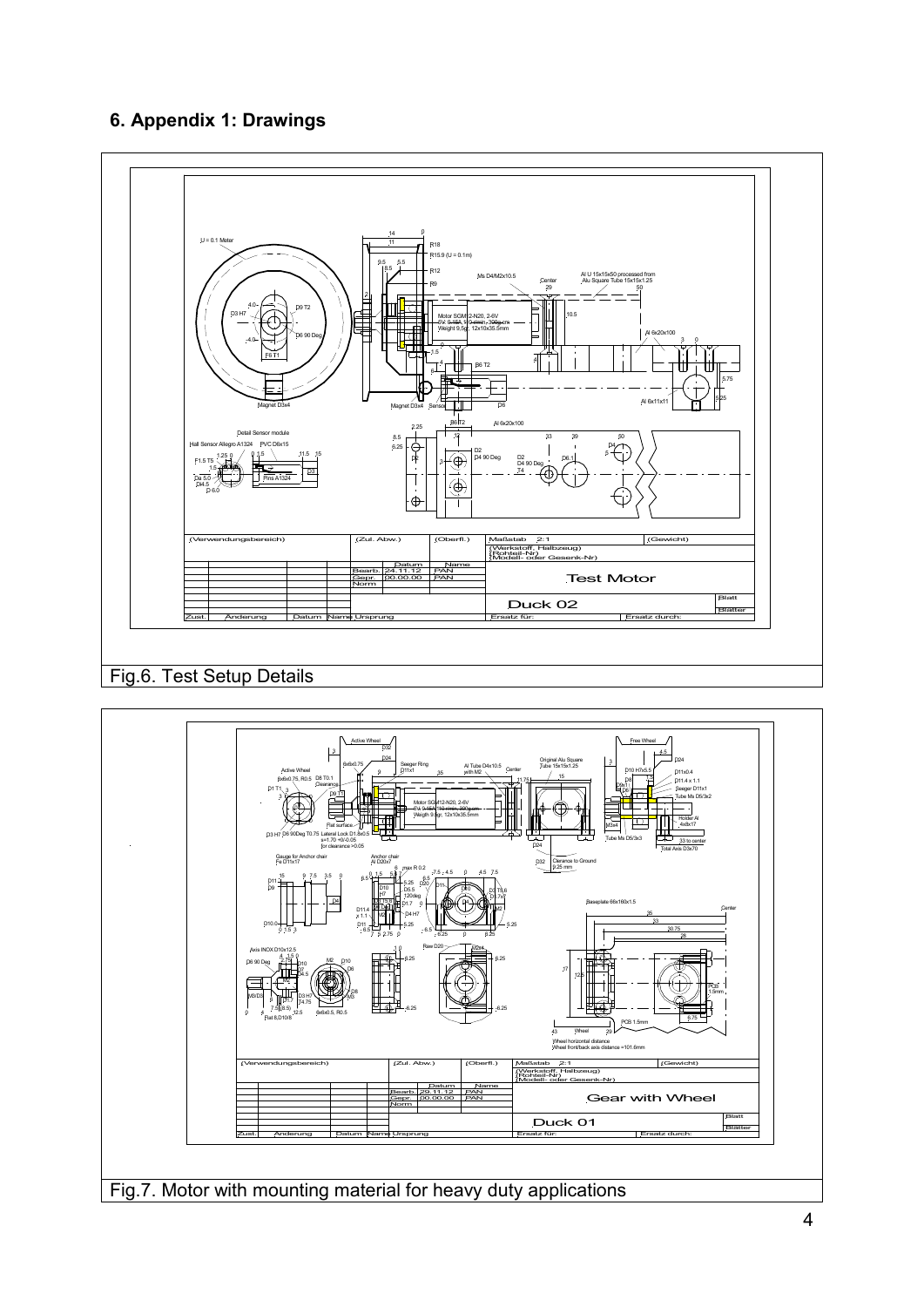## 6. Appendix 1: Drawings

Fig.6. Test Setup Details

Fig.7. Motor with mounting material for heavy duty applications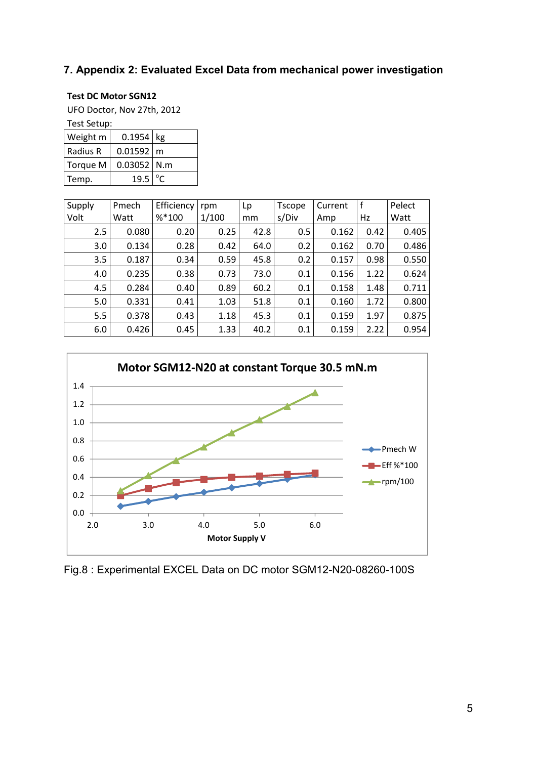## 7. Appendix 2: Evaluated Excel Data from mechanical power investigation

**Test DC Motor SGN12**

UFO Doctor, Nov 27th, 2012

Test Setup:

| | | |
|---|---|---|
| Weight m | 0.1954 | kg |
| Radius R | 0.01592 | m |
| Torque M | 0.03052 | N.m |
| Temp. | 19.5 | °C |

| Supply Volt | Pmech Watt | Efficiency %*100 | rpm 1/100 | Lp mm | Tscope s/Div | Current Amp | f Hz | Pelect Watt |
|---|---|---|---|---|---|---|---|---|
| 2.5 | 0.080 | 0.20 | 0.25 | 42.8 | 0.5 | 0.162 | 0.42 | 0.405 |
| 3.0 | 0.134 | 0.28 | 0.42 | 64.0 | 0.2 | 0.162 | 0.70 | 0.486 |
| 3.5 | 0.187 | 0.34 | 0.59 | 45.8 | 0.2 | 0.157 | 0.98 | 0.550 |
| 4.0 | 0.235 | 0.38 | 0.73 | 73.0 | 0.1 | 0.156 | 1.22 | 0.624 |
| 4.5 | 0.284 | 0.40 | 0.89 | 60.2 | 0.1 | 0.158 | 1.48 | 0.711 |
| 5.0 | 0.331 | 0.41 | 1.03 | 51.8 | 0.1 | 0.160 | 1.72 | 0.800 |
| 5.5 | 0.378 | 0.43 | 1.18 | 45.3 | 0.1 | 0.159 | 1.97 | 0.875 |
| 6.0 | 0.426 | 0.45 | 1.33 | 40.2 | 0.1 | 0.159 | 2.22 | 0.954 |

**Motor SGM12-N20 at constant Torque 30.5 mN.m**

Fig.8 : Experimental EXCEL Data on DC motor SGM12-N20-08260-100S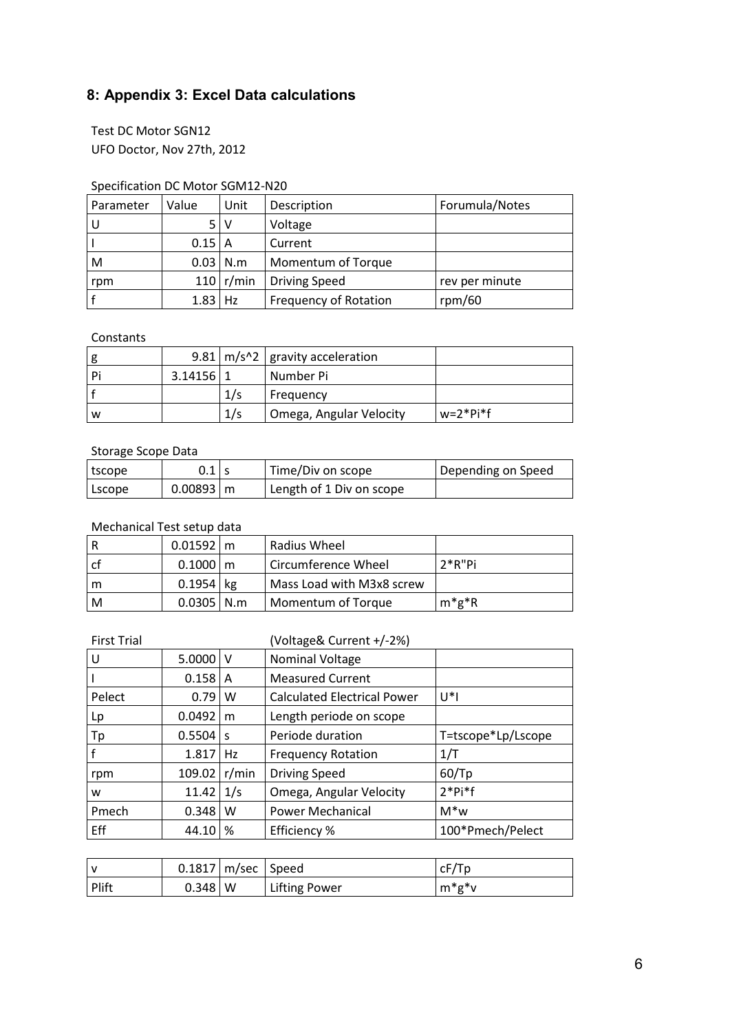## 8: Appendix 3: Excel Data calculations

Test DC Motor SGN12
UFO Doctor, Nov 27th, 2012

Specification DC Motor SGM12-N20

| Parameter | Value | Unit | Description | Forumula/Notes |
|---|---|---|---|---|
| U | 5 | V | Voltage | |
| I | 0.15 | A | Current | |
| M | 0.03 | N.m | Momentum of Torque | |
| rpm | 110 | r/min | Driving Speed | rev per minute |
| f | 1.83 | Hz | Frequency of Rotation | rpm/60 |

Constants

| | | | | |
|---|---|---|---|---|
| g | 9.81 | m/s^2 | gravity acceleration | |
| Pi | 3.14156 | 1 | Number Pi | |
| f | | 1/s | Frequency | |
| w | | 1/s | Omega, Angular Velocity | w=2*Pi*f |

Storage Scope Data

| | | | | |
|---|---|---|---|---|
| tscope | 0.1 | s | Time/Div on scope | Depending on Speed |
| Lscope | 0.00893 | m | Length of 1 Div on scope | |

Mechanical Test setup data

| | | | | |
|---|---|---|---|---|
| R | 0.01592 | m | Radius Wheel | |
| cf | 0.1000 | m | Circumference Wheel | 2*R"Pi |
| m | 0.1954 | kg | Mass Load with M3x8 screw | |
| M | 0.0305 | N.m | Momentum of Torque | m*g*R |

First Trial (Voltage& Current +/-2%)

| | | | | |
|---|---|---|---|---|
| U | 5.0000 | V | Nominal Voltage | |
| I | 0.158 | A | Measured Current | |
| Pelect | 0.79 | W | Calculated Electrical Power | U*I |
| Lp | 0.0492 | m | Length periode on scope | |
| Tp | 0.5504 | s | Periode duration | T=tscope*Lp/Lscope |
| f | 1.817 | Hz | Frequency Rotation | 1/T |
| rpm | 109.02 | r/min | Driving Speed | 60/Tp |
| w | 11.42 | 1/s | Omega, Angular Velocity | 2*Pi*f |
| Pmech | 0.348 | W | Power Mechanical | M*w |
| Eff | 44.10 | % | Efficiency % | 100*Pmech/Pelect |

| | | | | |
|---|---|---|---|---|
| v | 0.1817 | m/sec | Speed | cF/Tp |
| Plift | 0.348 | W | Lifting Power | m*g*v |